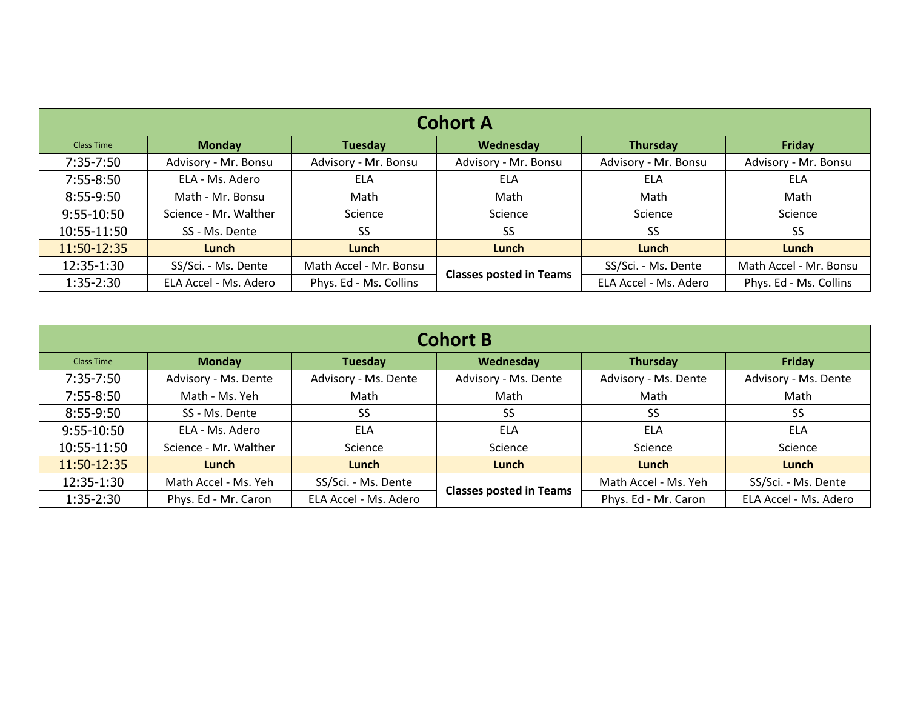## Cohort A

| Class Time | Monday | Tuesday | Wednesday | Thursday | Friday |
|---|---|---|---|---|---|
| 7:35-7:50 | Advisory - Mr. Bonsu | Advisory - Mr. Bonsu | Advisory - Mr. Bonsu | Advisory - Mr. Bonsu | Advisory - Mr. Bonsu |
| 7:55-8:50 | ELA - Ms. Adero | ELA | ELA | ELA | ELA |
| 8:55-9:50 | Math - Mr. Bonsu | Math | Math | Math | Math |
| 9:55-10:50 | Science - Mr. Walther | Science | Science | Science | Science |
| 10:55-11:50 | SS - Ms. Dente | SS | SS | SS | SS |
| 11:50-12:35 | **Lunch** | **Lunch** | **Lunch** | **Lunch** | **Lunch** |
| 12:35-1:30 | SS/Sci. - Ms. Dente | Math Accel - Mr. Bonsu | **Classes posted in Teams** | SS/Sci. - Ms. Dente | Math Accel - Mr. Bonsu |
| 1:35-2:30 | ELA Accel - Ms. Adero | Phys. Ed - Ms. Collins | | ELA Accel - Ms. Adero | Phys. Ed - Ms. Collins |

## Cohort B

| Class Time | Monday | Tuesday | Wednesday | Thursday | Friday |
|---|---|---|---|---|---|
| 7:35-7:50 | Advisory - Ms. Dente | Advisory - Ms. Dente | Advisory - Ms. Dente | Advisory - Ms. Dente | Advisory - Ms. Dente |
| 7:55-8:50 | Math - Ms. Yeh | Math | Math | Math | Math |
| 8:55-9:50 | SS - Ms. Dente | SS | SS | SS | SS |
| 9:55-10:50 | ELA - Ms. Adero | ELA | ELA | ELA | ELA |
| 10:55-11:50 | Science - Mr. Walther | Science | Science | Science | Science |
| 11:50-12:35 | **Lunch** | **Lunch** | **Lunch** | **Lunch** | **Lunch** |
| 12:35-1:30 | Math Accel - Ms. Yeh | SS/Sci. - Ms. Dente | **Classes posted in Teams** | Math Accel - Ms. Yeh | SS/Sci. - Ms. Dente |
| 1:35-2:30 | Phys. Ed - Mr. Caron | ELA Accel - Ms. Adero | | Phys. Ed - Mr. Caron | ELA Accel - Ms. Adero |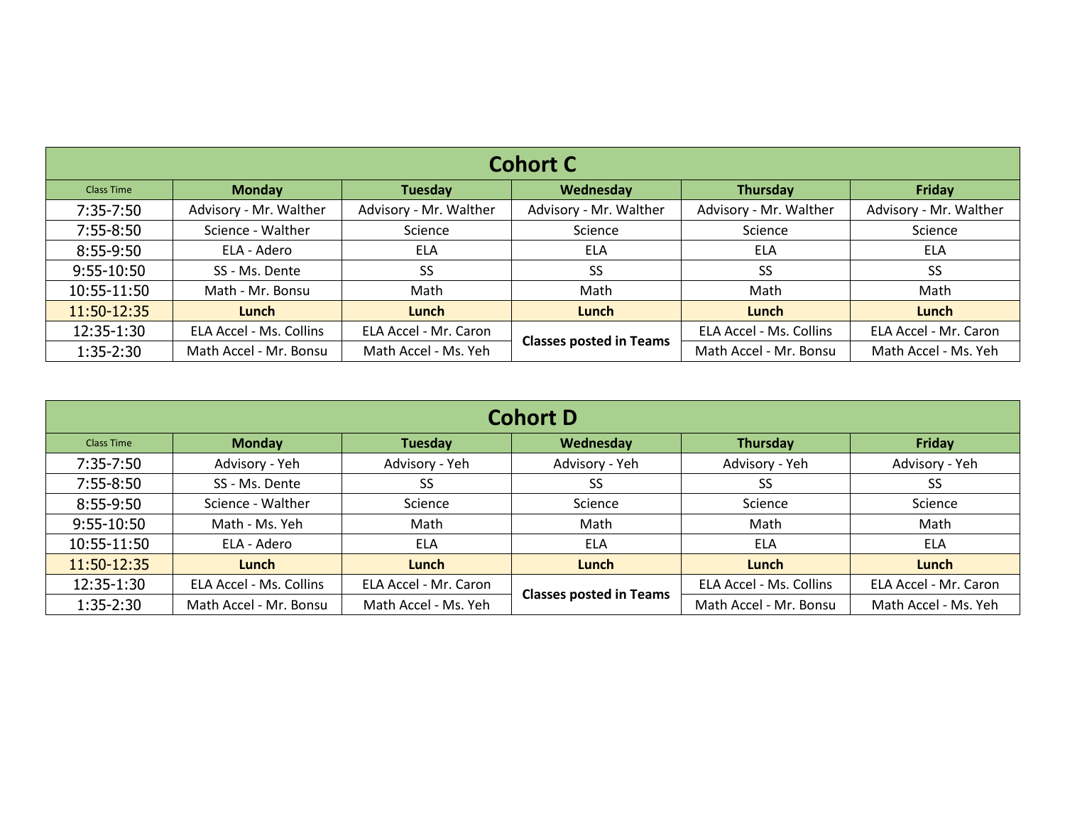## Cohort C

| Class Time | Monday | Tuesday | Wednesday | Thursday | Friday |
|---|---|---|---|---|---|
| 7:35-7:50 | Advisory - Mr. Walther | Advisory - Mr. Walther | Advisory - Mr. Walther | Advisory - Mr. Walther | Advisory - Mr. Walther |
| 7:55-8:50 | Science - Walther | Science | Science | Science | Science |
| 8:55-9:50 | ELA - Adero | ELA | ELA | ELA | ELA |
| 9:55-10:50 | SS - Ms. Dente | SS | SS | SS | SS |
| 10:55-11:50 | Math - Mr. Bonsu | Math | Math | Math | Math |
| 11:50-12:35 | **Lunch** | **Lunch** | **Lunch** | **Lunch** | **Lunch** |
| 12:35-1:30 | ELA Accel - Ms. Collins | ELA Accel - Mr. Caron | **Classes posted in Teams** | ELA Accel - Ms. Collins | ELA Accel - Mr. Caron |
| 1:35-2:30 | Math Accel - Mr. Bonsu | Math Accel - Ms. Yeh | | Math Accel - Mr. Bonsu | Math Accel - Ms. Yeh |

## Cohort D

| Class Time | Monday | Tuesday | Wednesday | Thursday | Friday |
|---|---|---|---|---|---|
| 7:35-7:50 | Advisory - Yeh | Advisory - Yeh | Advisory - Yeh | Advisory - Yeh | Advisory - Yeh |
| 7:55-8:50 | SS - Ms. Dente | SS | SS | SS | SS |
| 8:55-9:50 | Science - Walther | Science | Science | Science | Science |
| 9:55-10:50 | Math - Ms. Yeh | Math | Math | Math | Math |
| 10:55-11:50 | ELA - Adero | ELA | ELA | ELA | ELA |
| 11:50-12:35 | **Lunch** | **Lunch** | **Lunch** | **Lunch** | **Lunch** |
| 12:35-1:30 | ELA Accel - Ms. Collins | ELA Accel - Mr. Caron | **Classes posted in Teams** | ELA Accel - Ms. Collins | ELA Accel - Mr. Caron |
| 1:35-2:30 | Math Accel - Mr. Bonsu | Math Accel - Ms. Yeh | | Math Accel - Mr. Bonsu | Math Accel - Ms. Yeh |